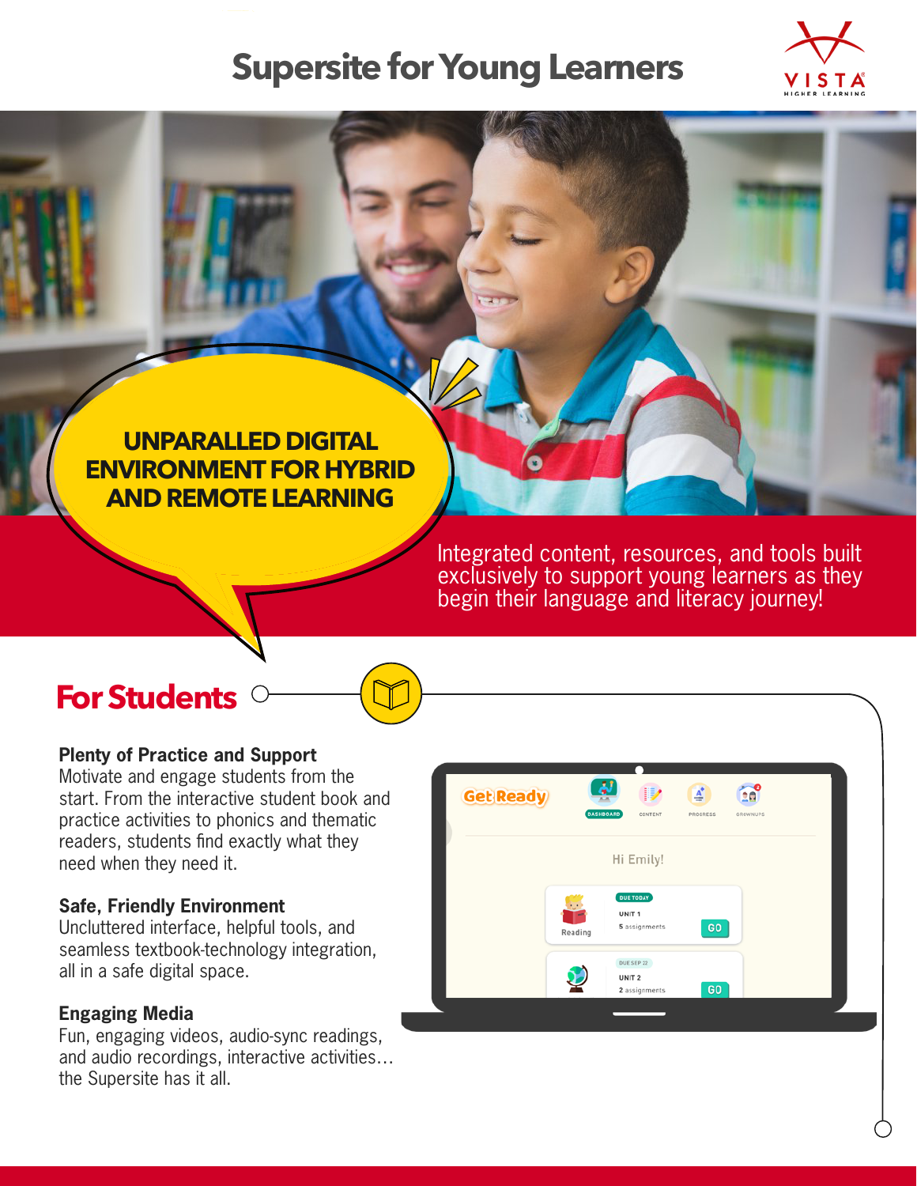# Supersite for Young Learners

UNPARALLED DIGITAL ENVIRONMENT FOR HYBRID AND REMOTE LEARNING

Integrated content, resources, and tools built exclusively to support young learners as they begin their language and literacy journey!

## For Students

**Plenty of Practice and Support**
Motivate and engage students from the start. From the interactive student book and practice activities to phonics and thematic readers, students find exactly what they need when they need it.

**Safe, Friendly Environment**
Uncluttered interface, helpful tools, and seamless textbook-technology integration, all in a safe digital space.

**Engaging Media**
Fun, engaging videos, audio-sync readings, and audio recordings, interactive activities… the Supersite has it all.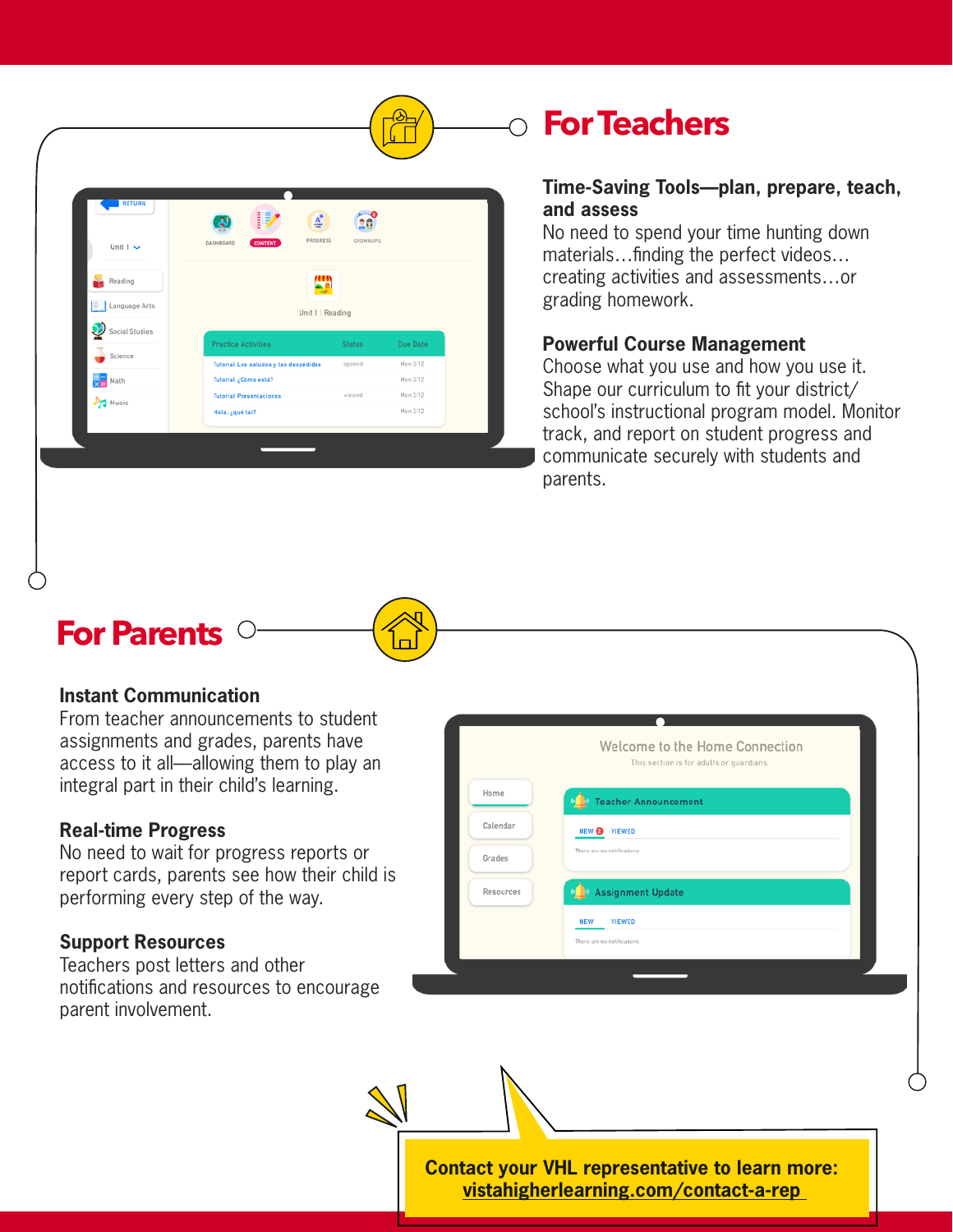## For Teachers

### Time-Saving Tools—plan, prepare, teach, and assess

No need to spend your time hunting down materials…finding the perfect videos…creating activities and assessments…or grading homework.

### Powerful Course Management

Choose what you use and how you use it. Shape our curriculum to fit your district/school's instructional program model. Monitor track, and report on student progress and communicate securely with students and parents.

## For Parents

### Instant Communication

From teacher announcements to student assignments and grades, parents have access to it all—allowing them to play an integral part in their child's learning.

### Real-time Progress

No need to wait for progress reports or report cards, parents see how their child is performing every step of the way.

### Support Resources

Teachers post letters and other notifications and resources to encourage parent involvement.

**Contact your VHL representative to learn more: vistahigherlearning.com/contact-a-rep**